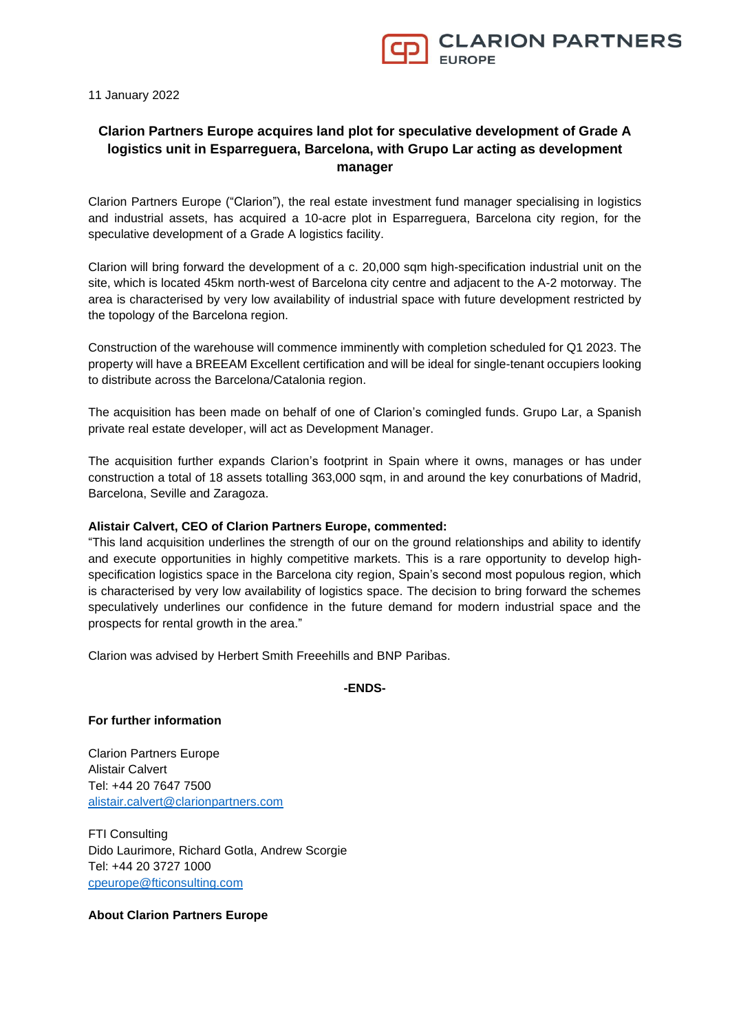11 January 2022

# Clarion Partners Europe acquires land plot for speculative development of Grade A logistics unit in Esparreguera, Barcelona, with Grupo Lar acting as development manager

Clarion Partners Europe ("Clarion"), the real estate investment fund manager specialising in logistics and industrial assets, has acquired a 10-acre plot in Esparreguera, Barcelona city region, for the speculative development of a Grade A logistics facility.

Clarion will bring forward the development of a c. 20,000 sqm high-specification industrial unit on the site, which is located 45km north-west of Barcelona city centre and adjacent to the A-2 motorway. The area is characterised by very low availability of industrial space with future development restricted by the topology of the Barcelona region.

Construction of the warehouse will commence imminently with completion scheduled for Q1 2023. The property will have a BREEAM Excellent certification and will be ideal for single-tenant occupiers looking to distribute across the Barcelona/Catalonia region.

The acquisition has been made on behalf of one of Clarion's comingled funds. Grupo Lar, a Spanish private real estate developer, will act as Development Manager.

The acquisition further expands Clarion's footprint in Spain where it owns, manages or has under construction a total of 18 assets totalling 363,000 sqm, in and around the key conurbations of Madrid, Barcelona, Seville and Zaragoza.

**Alistair Calvert, CEO of Clarion Partners Europe, commented:**
"This land acquisition underlines the strength of our on the ground relationships and ability to identify and execute opportunities in highly competitive markets. This is a rare opportunity to develop high-specification logistics space in the Barcelona city region, Spain's second most populous region, which is characterised by very low availability of logistics space. The decision to bring forward the schemes speculatively underlines our confidence in the future demand for modern industrial space and the prospects for rental growth in the area."

Clarion was advised by Herbert Smith Freeehills and BNP Paribas.

**-ENDS-**

**For further information**

Clarion Partners Europe
Alistair Calvert
Tel: +44 20 7647 7500
alistair.calvert@clarionpartners.com

FTI Consulting
Dido Laurimore, Richard Gotla, Andrew Scorgie
Tel: +44 20 3727 1000
cpeurope@fticonsulting.com

**About Clarion Partners Europe**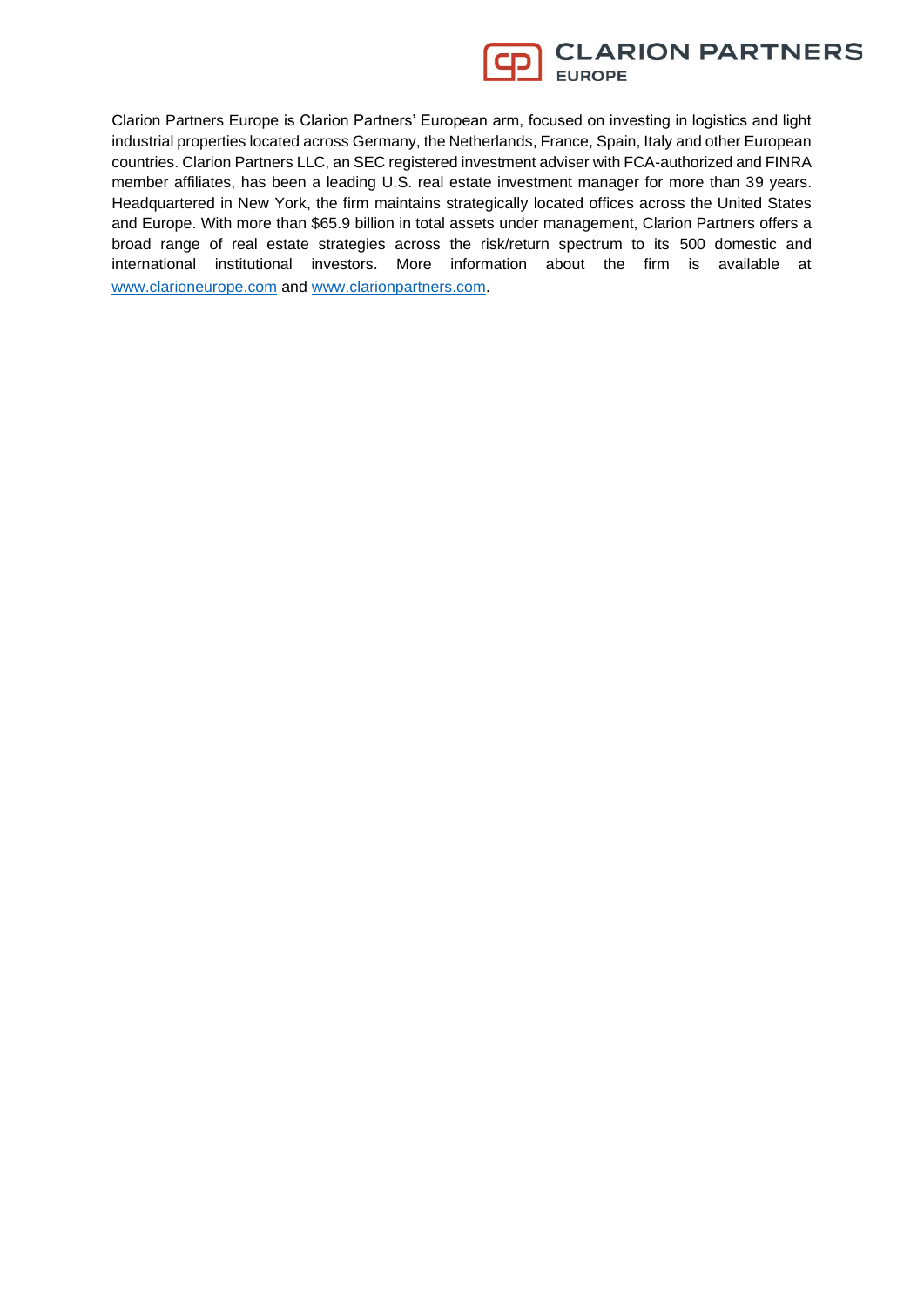Clarion Partners Europe is Clarion Partners' European arm, focused on investing in logistics and light industrial properties located across Germany, the Netherlands, France, Spain, Italy and other European countries. Clarion Partners LLC, an SEC registered investment adviser with FCA-authorized and FINRA member affiliates, has been a leading U.S. real estate investment manager for more than 39 years. Headquartered in New York, the firm maintains strategically located offices across the United States and Europe. With more than $65.9 billion in total assets under management, Clarion Partners offers a broad range of real estate strategies across the risk/return spectrum to its 500 domestic and international institutional investors. More information about the firm is available at www.clarioneurope.com and www.clarionpartners.com.